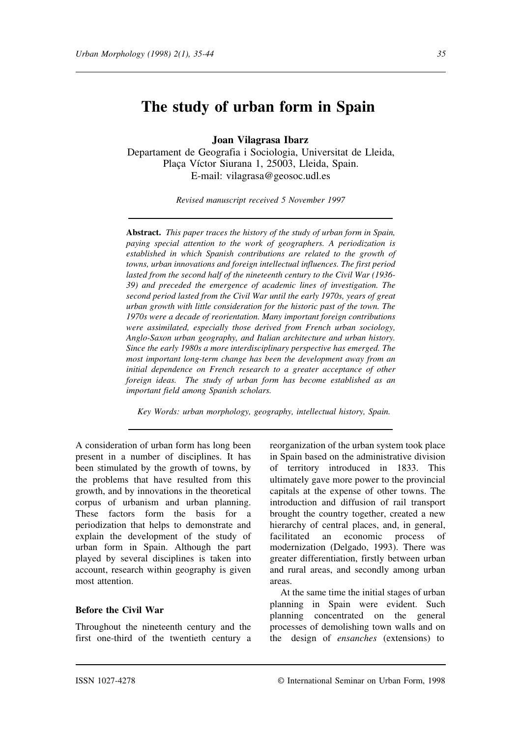# The study of urban form in Spain

**Joan Vilagrasa Ibarz**

Departament de Geografia i Sociologia, Universitat de Lleida, Plaça Víctor Siurana 1, 25003, Lleida, Spain.
E-mail: vilagrasa@geosoc.udl.es

*Revised manuscript received 5 November 1997*

**Abstract.** *This paper traces the history of the study of urban form in Spain, paying special attention to the work of geographers. A periodization is established in which Spanish contributions are related to the growth of towns, urban innovations and foreign intellectual influences. The first period lasted from the second half of the nineteenth century to the Civil War (1936-39) and preceded the emergence of academic lines of investigation. The second period lasted from the Civil War until the early 1970s, years of great urban growth with little consideration for the historic past of the town. The 1970s were a decade of reorientation. Many important foreign contributions were assimilated, especially those derived from French urban sociology, Anglo-Saxon urban geography, and Italian architecture and urban history. Since the early 1980s a more interdisciplinary perspective has emerged. The most important long-term change has been the development away from an initial dependence on French research to a greater acceptance of other foreign ideas. The study of urban form has become established as an important field among Spanish scholars.*

*Key Words: urban morphology, geography, intellectual history, Spain.*

A consideration of urban form has long been present in a number of disciplines. It has been stimulated by the growth of towns, by the problems that have resulted from this growth, and by innovations in the theoretical corpus of urbanism and urban planning. These factors form the basis for a periodization that helps to demonstrate and explain the development of the study of urban form in Spain. Although the part played by several disciplines is taken into account, research within geography is given most attention.

## Before the Civil War

Throughout the nineteenth century and the first one-third of the twentieth century a reorganization of the urban system took place in Spain based on the administrative division of territory introduced in 1833. This ultimately gave more power to the provincial capitals at the expense of other towns. The introduction and diffusion of rail transport brought the country together, created a new hierarchy of central places, and, in general, facilitated an economic process of modernization (Delgado, 1993). There was greater differentiation, firstly between urban and rural areas, and secondly among urban areas.

At the same time the initial stages of urban planning in Spain were evident. Such planning concentrated on the general processes of demolishing town walls and on the design of *ensanches* (extensions) to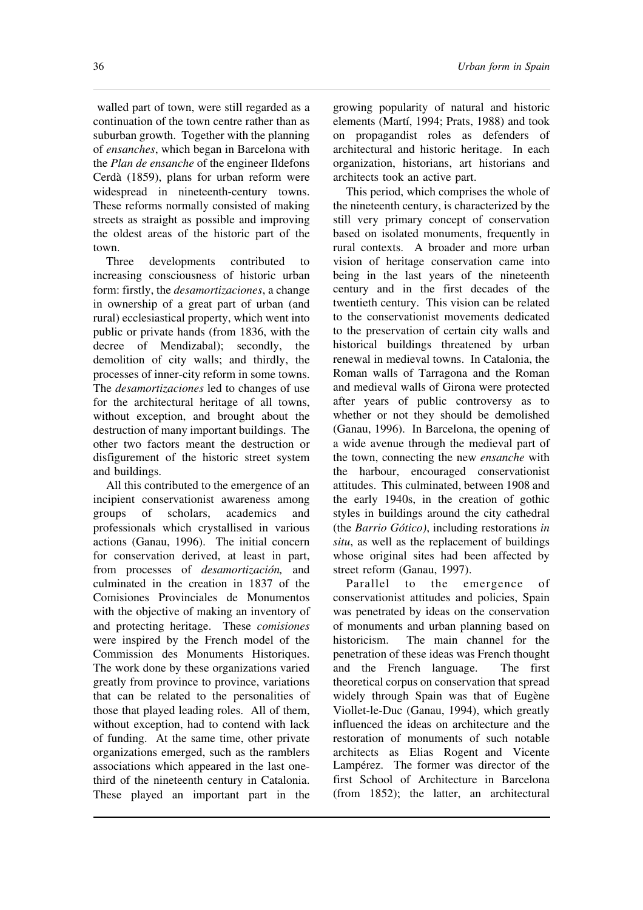walled part of town, were still regarded as a continuation of the town centre rather than as suburban growth. Together with the planning of *ensanches*, which began in Barcelona with the *Plan de ensanche* of the engineer Ildefons Cerdà (1859), plans for urban reform were widespread in nineteenth-century towns. These reforms normally consisted of making streets as straight as possible and improving the oldest areas of the historic part of the town.

Three developments contributed to increasing consciousness of historic urban form: firstly, the *desamortizaciones*, a change in ownership of a great part of urban (and rural) ecclesiastical property, which went into public or private hands (from 1836, with the decree of Mendizabal); secondly, the demolition of city walls; and thirdly, the processes of inner-city reform in some towns. The *desamortizaciones* led to changes of use for the architectural heritage of all towns, without exception, and brought about the destruction of many important buildings. The other two factors meant the destruction or disfigurement of the historic street system and buildings.

All this contributed to the emergence of an incipient conservationist awareness among groups of scholars, academics and professionals which crystallised in various actions (Ganau, 1996). The initial concern for conservation derived, at least in part, from processes of *desamortización,* and culminated in the creation in 1837 of the Comisiones Provinciales de Monumentos with the objective of making an inventory of and protecting heritage. These *comisiones* were inspired by the French model of the Commission des Monuments Historiques. The work done by these organizations varied greatly from province to province, variations that can be related to the personalities of those that played leading roles. All of them, without exception, had to contend with lack of funding. At the same time, other private organizations emerged, such as the ramblers associations which appeared in the last one-third of the nineteenth century in Catalonia. These played an important part in the growing popularity of natural and historic elements (Martí, 1994; Prats, 1988) and took on propagandist roles as defenders of architectural and historic heritage. In each organization, historians, art historians and architects took an active part.

This period, which comprises the whole of the nineteenth century, is characterized by the still very primary concept of conservation based on isolated monuments, frequently in rural contexts. A broader and more urban vision of heritage conservation came into being in the last years of the nineteenth century and in the first decades of the twentieth century. This vision can be related to the conservationist movements dedicated to the preservation of certain city walls and historical buildings threatened by urban renewal in medieval towns. In Catalonia, the Roman walls of Tarragona and the Roman and medieval walls of Girona were protected after years of public controversy as to whether or not they should be demolished (Ganau, 1996). In Barcelona, the opening of a wide avenue through the medieval part of the town, connecting the new *ensanche* with the harbour, encouraged conservationist attitudes. This culminated, between 1908 and the early 1940s, in the creation of gothic styles in buildings around the city cathedral (the *Barrio Gótico)*, including restorations *in situ*, as well as the replacement of buildings whose original sites had been affected by street reform (Ganau, 1997).

Parallel to the emergence of conservationist attitudes and policies, Spain was penetrated by ideas on the conservation of monuments and urban planning based on historicism. The main channel for the penetration of these ideas was French thought and the French language. The first theoretical corpus on conservation that spread widely through Spain was that of Eugène Viollet-le-Duc (Ganau, 1994), which greatly influenced the ideas on architecture and the restoration of monuments of such notable architects as Elias Rogent and Vicente Lampérez. The former was director of the first School of Architecture in Barcelona (from 1852); the latter, an architectural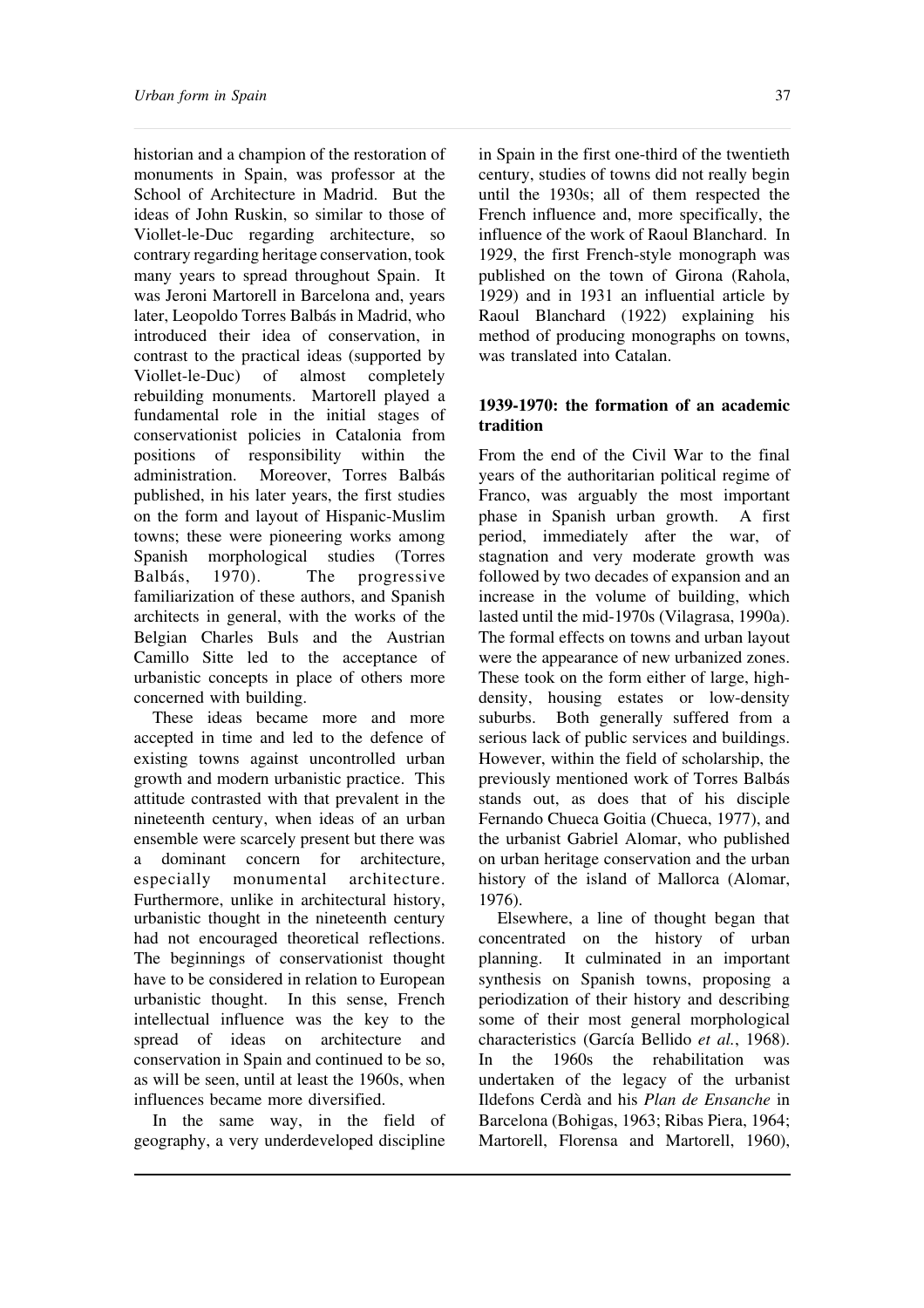historian and a champion of the restoration of monuments in Spain, was professor at the School of Architecture in Madrid. But the ideas of John Ruskin, so similar to those of Viollet-le-Duc regarding architecture, so contrary regarding heritage conservation, took many years to spread throughout Spain. It was Jeroni Martorell in Barcelona and, years later, Leopoldo Torres Balbás in Madrid, who introduced their idea of conservation, in contrast to the practical ideas (supported by Viollet-le-Duc) of almost completely rebuilding monuments. Martorell played a fundamental role in the initial stages of conservationist policies in Catalonia from positions of responsibility within the administration. Moreover, Torres Balbás published, in his later years, the first studies on the form and layout of Hispanic-Muslim towns; these were pioneering works among Spanish morphological studies (Torres Balbás, 1970). The progressive familiarization of these authors, and Spanish architects in general, with the works of the Belgian Charles Buls and the Austrian Camillo Sitte led to the acceptance of urbanistic concepts in place of others more concerned with building.

These ideas became more and more accepted in time and led to the defence of existing towns against uncontrolled urban growth and modern urbanistic practice. This attitude contrasted with that prevalent in the nineteenth century, when ideas of an urban ensemble were scarcely present but there was a dominant concern for architecture, especially monumental architecture. Furthermore, unlike in architectural history, urbanistic thought in the nineteenth century had not encouraged theoretical reflections. The beginnings of conservationist thought have to be considered in relation to European urbanistic thought. In this sense, French intellectual influence was the key to the spread of ideas on architecture and conservation in Spain and continued to be so, as will be seen, until at least the 1960s, when influences became more diversified.

In the same way, in the field of geography, a very underdeveloped discipline in Spain in the first one-third of the twentieth century, studies of towns did not really begin until the 1930s; all of them respected the French influence and, more specifically, the influence of the work of Raoul Blanchard. In 1929, the first French-style monograph was published on the town of Girona (Rahola, 1929) and in 1931 an influential article by Raoul Blanchard (1922) explaining his method of producing monographs on towns, was translated into Catalan.

## 1939-1970: the formation of an academic tradition

From the end of the Civil War to the final years of the authoritarian political regime of Franco, was arguably the most important phase in Spanish urban growth. A first period, immediately after the war, of stagnation and very moderate growth was followed by two decades of expansion and an increase in the volume of building, which lasted until the mid-1970s (Vilagrasa, 1990a). The formal effects on towns and urban layout were the appearance of new urbanized zones. These took on the form either of large, high-density, housing estates or low-density suburbs. Both generally suffered from a serious lack of public services and buildings. However, within the field of scholarship, the previously mentioned work of Torres Balbás stands out, as does that of his disciple Fernando Chueca Goitia (Chueca, 1977), and the urbanist Gabriel Alomar, who published on urban heritage conservation and the urban history of the island of Mallorca (Alomar, 1976).

Elsewhere, a line of thought began that concentrated on the history of urban planning. It culminated in an important synthesis on Spanish towns, proposing a periodization of their history and describing some of their most general morphological characteristics (García Bellido *et al.*, 1968). In the 1960s the rehabilitation was undertaken of the legacy of the urbanist Ildefons Cerdà and his *Plan de Ensanche* in Barcelona (Bohigas, 1963; Ribas Piera, 1964; Martorell, Florensa and Martorell, 1960),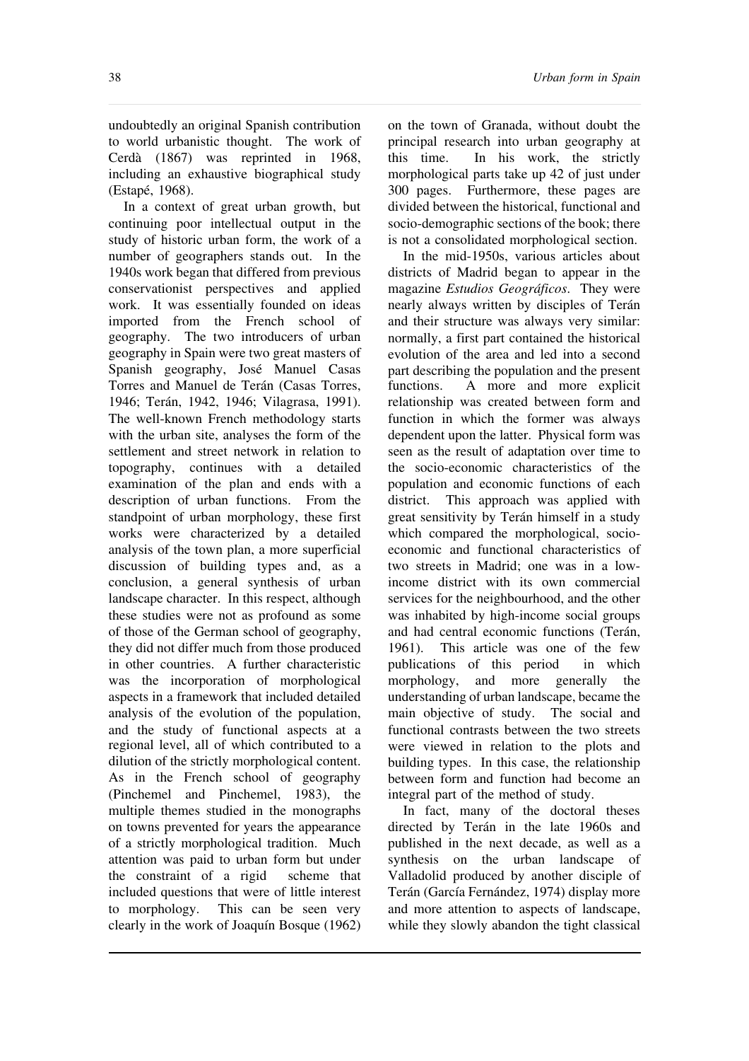undoubtedly an original Spanish contribution to world urbanistic thought. The work of Cerdà (1867) was reprinted in 1968, including an exhaustive biographical study (Estapé, 1968).

In a context of great urban growth, but continuing poor intellectual output in the study of historic urban form, the work of a number of geographers stands out. In the 1940s work began that differed from previous conservationist perspectives and applied work. It was essentially founded on ideas imported from the French school of geography. The two introducers of urban geography in Spain were two great masters of Spanish geography, José Manuel Casas Torres and Manuel de Terán (Casas Torres, 1946; Terán, 1942, 1946; Vilagrasa, 1991). The well-known French methodology starts with the urban site, analyses the form of the settlement and street network in relation to topography, continues with a detailed examination of the plan and ends with a description of urban functions. From the standpoint of urban morphology, these first works were characterized by a detailed analysis of the town plan, a more superficial discussion of building types and, as a conclusion, a general synthesis of urban landscape character. In this respect, although these studies were not as profound as some of those of the German school of geography, they did not differ much from those produced in other countries. A further characteristic was the incorporation of morphological aspects in a framework that included detailed analysis of the evolution of the population, and the study of functional aspects at a regional level, all of which contributed to a dilution of the strictly morphological content. As in the French school of geography (Pinchemel and Pinchemel, 1983), the multiple themes studied in the monographs on towns prevented for years the appearance of a strictly morphological tradition. Much attention was paid to urban form but under the constraint of a rigid scheme that included questions that were of little interest to morphology. This can be seen very clearly in the work of Joaquín Bosque (1962) on the town of Granada, without doubt the principal research into urban geography at this time. In his work, the strictly morphological parts take up 42 of just under 300 pages. Furthermore, these pages are divided between the historical, functional and socio-demographic sections of the book; there is not a consolidated morphological section.

In the mid-1950s, various articles about districts of Madrid began to appear in the magazine *Estudios Geográficos*. They were nearly always written by disciples of Terán and their structure was always very similar: normally, a first part contained the historical evolution of the area and led into a second part describing the population and the present functions. A more and more explicit relationship was created between form and function in which the former was always dependent upon the latter. Physical form was seen as the result of adaptation over time to the socio-economic characteristics of the population and economic functions of each district. This approach was applied with great sensitivity by Terán himself in a study which compared the morphological, socio-economic and functional characteristics of two streets in Madrid; one was in a low-income district with its own commercial services for the neighbourhood, and the other was inhabited by high-income social groups and had central economic functions (Terán, 1961). This article was one of the few publications of this period in which morphology, and more generally the understanding of urban landscape, became the main objective of study. The social and functional contrasts between the two streets were viewed in relation to the plots and building types. In this case, the relationship between form and function had become an integral part of the method of study.

In fact, many of the doctoral theses directed by Terán in the late 1960s and published in the next decade, as well as a synthesis on the urban landscape of Valladolid produced by another disciple of Terán (García Fernández, 1974) display more and more attention to aspects of landscape, while they slowly abandon the tight classical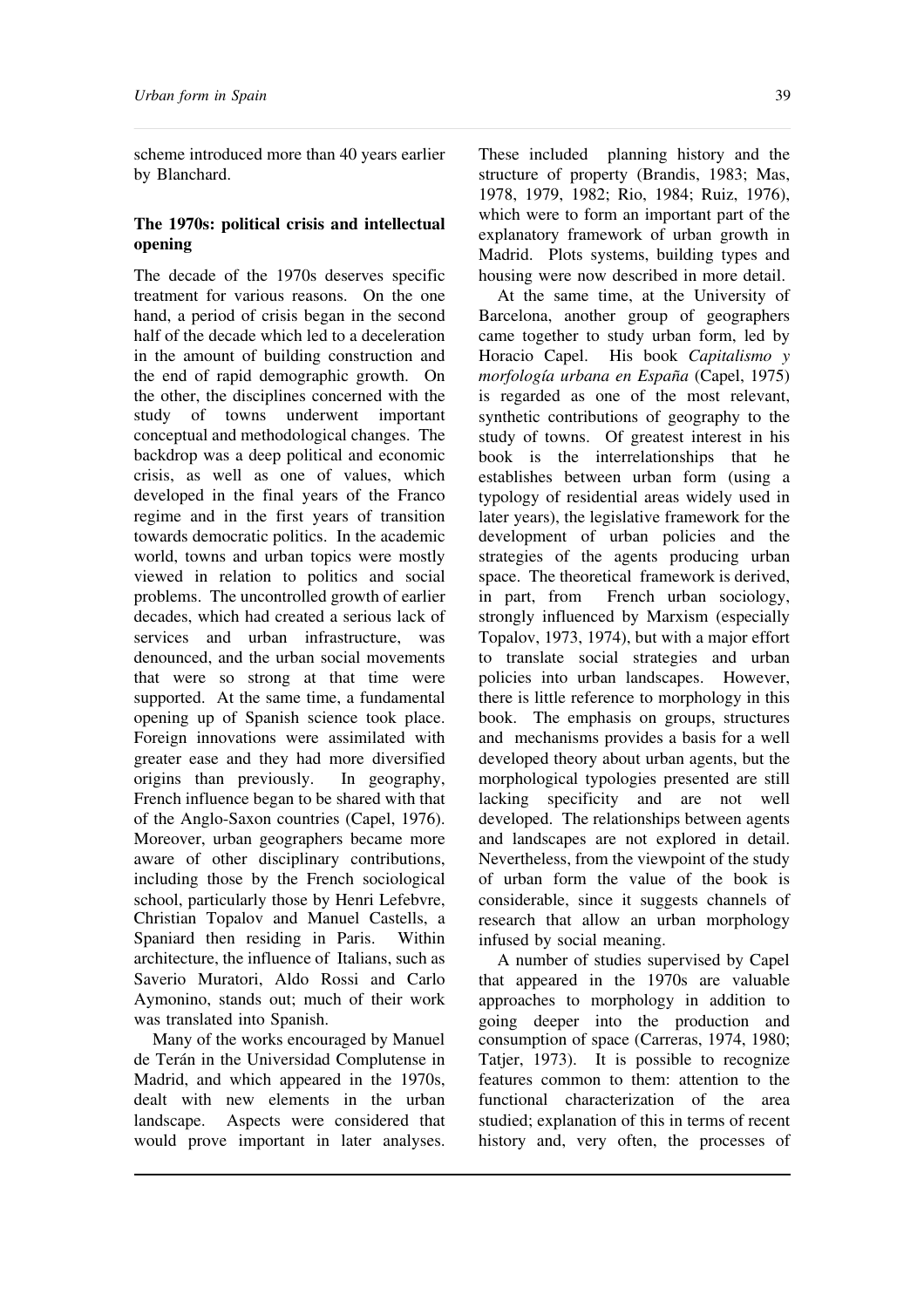scheme introduced more than 40 years earlier by Blanchard.

### The 1970s: political crisis and intellectual opening

The decade of the 1970s deserves specific treatment for various reasons. On the one hand, a period of crisis began in the second half of the decade which led to a deceleration in the amount of building construction and the end of rapid demographic growth. On the other, the disciplines concerned with the study of towns underwent important conceptual and methodological changes. The backdrop was a deep political and economic crisis, as well as one of values, which developed in the final years of the Franco regime and in the first years of transition towards democratic politics. In the academic world, towns and urban topics were mostly viewed in relation to politics and social problems. The uncontrolled growth of earlier decades, which had created a serious lack of services and urban infrastructure, was denounced, and the urban social movements that were so strong at that time were supported. At the same time, a fundamental opening up of Spanish science took place. Foreign innovations were assimilated with greater ease and they had more diversified origins than previously. In geography, French influence began to be shared with that of the Anglo-Saxon countries (Capel, 1976). Moreover, urban geographers became more aware of other disciplinary contributions, including those by the French sociological school, particularly those by Henri Lefebvre, Christian Topalov and Manuel Castells, a Spaniard then residing in Paris. Within architecture, the influence of Italians, such as Saverio Muratori, Aldo Rossi and Carlo Aymonino, stands out; much of their work was translated into Spanish.

Many of the works encouraged by Manuel de Terán in the Universidad Complutense in Madrid, and which appeared in the 1970s, dealt with new elements in the urban landscape. Aspects were considered that would prove important in later analyses. These included planning history and the structure of property (Brandis, 1983; Mas, 1978, 1979, 1982; Rio, 1984; Ruiz, 1976), which were to form an important part of the explanatory framework of urban growth in Madrid. Plots systems, building types and housing were now described in more detail.

At the same time, at the University of Barcelona, another group of geographers came together to study urban form, led by Horacio Capel. His book *Capitalismo y morfología urbana en España* (Capel, 1975) is regarded as one of the most relevant, synthetic contributions of geography to the study of towns. Of greatest interest in his book is the interrelationships that he establishes between urban form (using a typology of residential areas widely used in later years), the legislative framework for the development of urban policies and the strategies of the agents producing urban space. The theoretical framework is derived, in part, from French urban sociology, strongly influenced by Marxism (especially Topalov, 1973, 1974), but with a major effort to translate social strategies and urban policies into urban landscapes. However, there is little reference to morphology in this book. The emphasis on groups, structures and mechanisms provides a basis for a well developed theory about urban agents, but the morphological typologies presented are still lacking specificity and are not well developed. The relationships between agents and landscapes are not explored in detail. Nevertheless, from the viewpoint of the study of urban form the value of the book is considerable, since it suggests channels of research that allow an urban morphology infused by social meaning.

A number of studies supervised by Capel that appeared in the 1970s are valuable approaches to morphology in addition to going deeper into the production and consumption of space (Carreras, 1974, 1980; Tatjer, 1973). It is possible to recognize features common to them: attention to the functional characterization of the area studied; explanation of this in terms of recent history and, very often, the processes of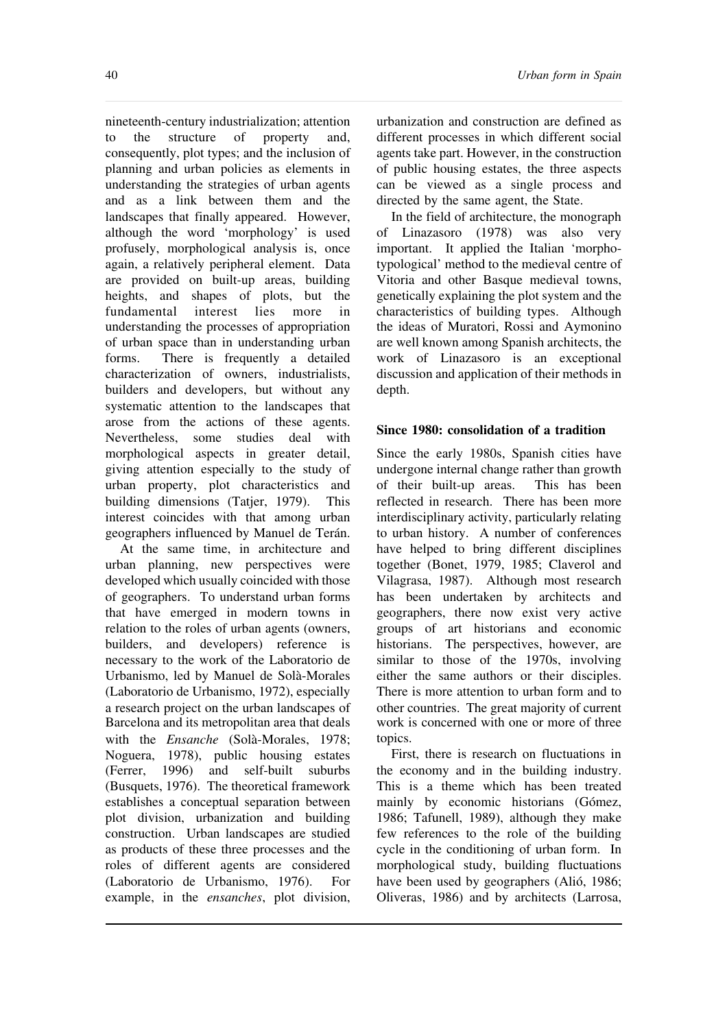nineteenth-century industrialization; attention to the structure of property and, consequently, plot types; and the inclusion of planning and urban policies as elements in understanding the strategies of urban agents and as a link between them and the landscapes that finally appeared. However, although the word 'morphology' is used profusely, morphological analysis is, once again, a relatively peripheral element. Data are provided on built-up areas, building heights, and shapes of plots, but the fundamental interest lies more in understanding the processes of appropriation of urban space than in understanding urban forms. There is frequently a detailed characterization of owners, industrialists, builders and developers, but without any systematic attention to the landscapes that arose from the actions of these agents. Nevertheless, some studies deal with morphological aspects in greater detail, giving attention especially to the study of urban property, plot characteristics and building dimensions (Tatjer, 1979). This interest coincides with that among urban geographers influenced by Manuel de Terán.

At the same time, in architecture and urban planning, new perspectives were developed which usually coincided with those of geographers. To understand urban forms that have emerged in modern towns in relation to the roles of urban agents (owners, builders, and developers) reference is necessary to the work of the Laboratorio de Urbanismo, led by Manuel de Solà-Morales (Laboratorio de Urbanismo, 1972), especially a research project on the urban landscapes of Barcelona and its metropolitan area that deals with the *Ensanche* (Solà-Morales, 1978; Noguera, 1978), public housing estates (Ferrer, 1996) and self-built suburbs (Busquets, 1976). The theoretical framework establishes a conceptual separation between plot division, urbanization and building construction. Urban landscapes are studied as products of these three processes and the roles of different agents are considered (Laboratorio de Urbanismo, 1976). For example, in the *ensanches*, plot division, urbanization and construction are defined as different processes in which different social agents take part. However, in the construction of public housing estates, the three aspects can be viewed as a single process and directed by the same agent, the State.

In the field of architecture, the monograph of Linazasoro (1978) was also very important. It applied the Italian 'morpho-typological' method to the medieval centre of Vitoria and other Basque medieval towns, genetically explaining the plot system and the characteristics of building types. Although the ideas of Muratori, Rossi and Aymonino are well known among Spanish architects, the work of Linazasoro is an exceptional discussion and application of their methods in depth.

## Since 1980: consolidation of a tradition

Since the early 1980s, Spanish cities have undergone internal change rather than growth of their built-up areas. This has been reflected in research. There has been more interdisciplinary activity, particularly relating to urban history. A number of conferences have helped to bring different disciplines together (Bonet, 1979, 1985; Claverol and Vilagrasa, 1987). Although most research has been undertaken by architects and geographers, there now exist very active groups of art historians and economic historians. The perspectives, however, are similar to those of the 1970s, involving either the same authors or their disciples. There is more attention to urban form and to other countries. The great majority of current work is concerned with one or more of three topics.

First, there is research on fluctuations in the economy and in the building industry. This is a theme which has been treated mainly by economic historians (Gómez, 1986; Tafunell, 1989), although they make few references to the role of the building cycle in the conditioning of urban form. In morphological study, building fluctuations have been used by geographers (Alió, 1986; Oliveras, 1986) and by architects (Larrosa,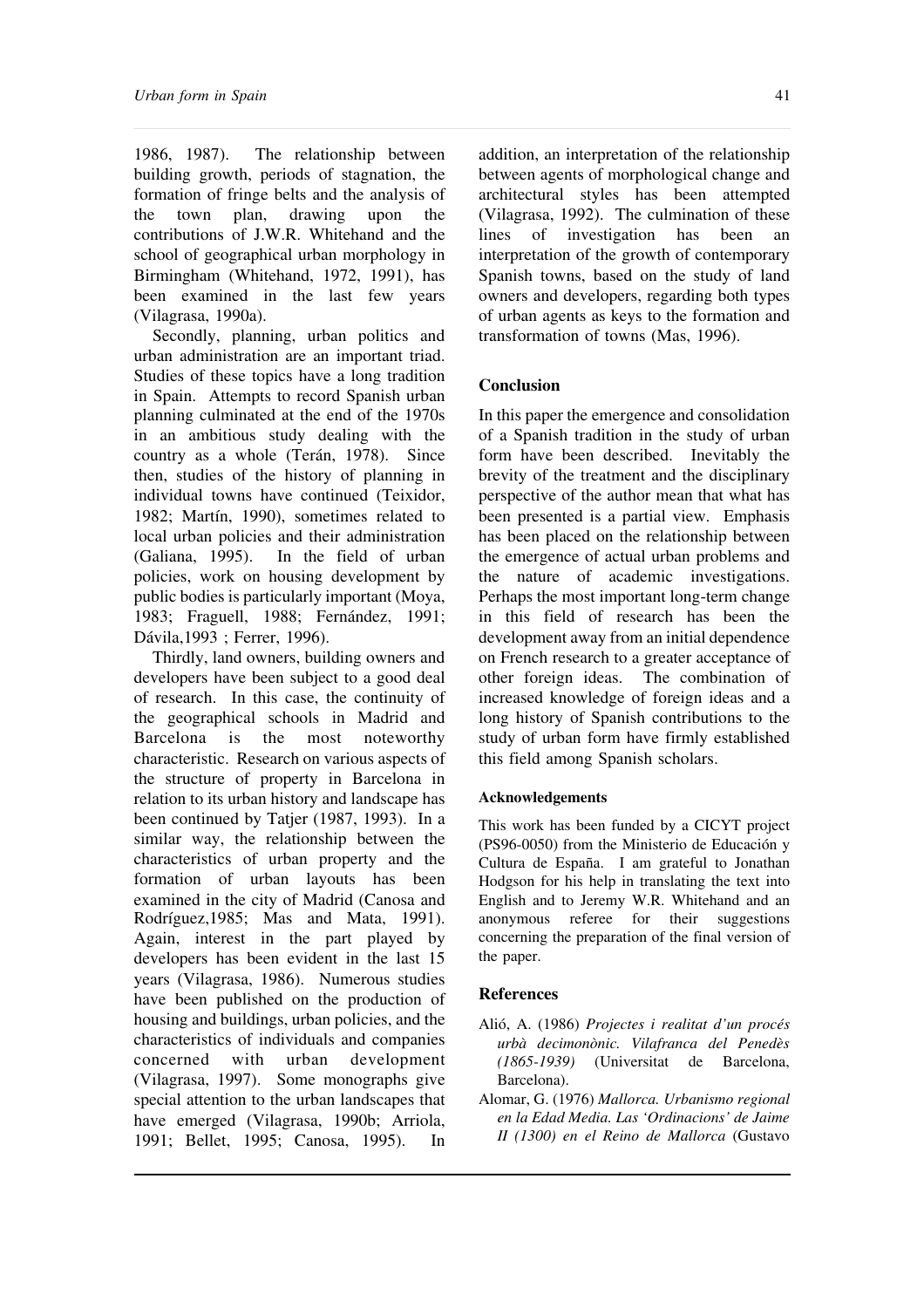1986, 1987). The relationship between building growth, periods of stagnation, the formation of fringe belts and the analysis of the town plan, drawing upon the contributions of J.W.R. Whitehand and the school of geographical urban morphology in Birmingham (Whitehand, 1972, 1991), has been examined in the last few years (Vilagrasa, 1990a).

Secondly, planning, urban politics and urban administration are an important triad. Studies of these topics have a long tradition in Spain. Attempts to record Spanish urban planning culminated at the end of the 1970s in an ambitious study dealing with the country as a whole (Terán, 1978). Since then, studies of the history of planning in individual towns have continued (Teixidor, 1982; Martín, 1990), sometimes related to local urban policies and their administration (Galiana, 1995). In the field of urban policies, work on housing development by public bodies is particularly important (Moya, 1983; Fraguell, 1988; Fernández, 1991; Dávila,1993 ; Ferrer, 1996).

Thirdly, land owners, building owners and developers have been subject to a good deal of research. In this case, the continuity of the geographical schools in Madrid and Barcelona is the most noteworthy characteristic. Research on various aspects of the structure of property in Barcelona in relation to its urban history and landscape has been continued by Tatjer (1987, 1993). In a similar way, the relationship between the characteristics of urban property and the formation of urban layouts has been examined in the city of Madrid (Canosa and Rodríguez,1985; Mas and Mata, 1991). Again, interest in the part played by developers has been evident in the last 15 years (Vilagrasa, 1986). Numerous studies have been published on the production of housing and buildings, urban policies, and the characteristics of individuals and companies concerned with urban development (Vilagrasa, 1997). Some monographs give special attention to the urban landscapes that have emerged (Vilagrasa, 1990b; Arriola, 1991; Bellet, 1995; Canosa, 1995). In addition, an interpretation of the relationship between agents of morphological change and architectural styles has been attempted (Vilagrasa, 1992). The culmination of these lines of investigation has been an interpretation of the growth of contemporary Spanish towns, based on the study of land owners and developers, regarding both types of urban agents as keys to the formation and transformation of towns (Mas, 1996).

## Conclusion

In this paper the emergence and consolidation of a Spanish tradition in the study of urban form have been described. Inevitably the brevity of the treatment and the disciplinary perspective of the author mean that what has been presented is a partial view. Emphasis has been placed on the relationship between the emergence of actual urban problems and the nature of academic investigations. Perhaps the most important long-term change in this field of research has been the development away from an initial dependence on French research to a greater acceptance of other foreign ideas. The combination of increased knowledge of foreign ideas and a long history of Spanish contributions to the study of urban form have firmly established this field among Spanish scholars.

### Acknowledgements

This work has been funded by a CICYT project (PS96-0050) from the Ministerio de Educación y Cultura de España. I am grateful to Jonathan Hodgson for his help in translating the text into English and to Jeremy W.R. Whitehand and an anonymous referee for their suggestions concerning the preparation of the final version of the paper.

## References

Alió, A. (1986) *Projectes i realitat d'un procés urbà decimonònic. Vilafranca del Penedès (1865-1939)* (Universitat de Barcelona, Barcelona).

Alomar, G. (1976) *Mallorca. Urbanismo regional en la Edad Media. Las 'Ordinacions' de Jaime II (1300) en el Reino de Mallorca* (Gustavo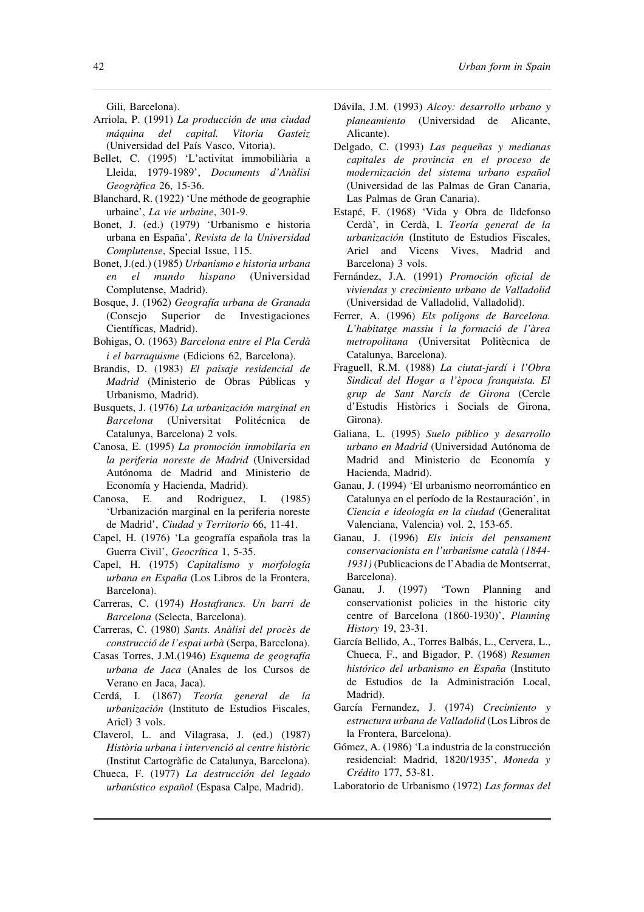Gili, Barcelona).

Arriola, P. (1991) *La producción de una ciudad máquina del capital. Vitoria Gasteiz* (Universidad del País Vasco, Vitoria).

Bellet, C. (1995) 'L'activitat immobiliària a Lleida, 1979-1989', *Documents d'Anàlisi Geogràfica* 26, 15-36.

Blanchard, R. (1922) 'Une méthode de geographie urbaine', *La vie urbaine*, 301-9.

Bonet, J. (ed.) (1979) 'Urbanismo e historia urbana en España', *Revista de la Universidad Complutense*, Special Issue, 115.

Bonet, J.(ed.) (1985) *Urbanismo e historia urbana en el mundo hispano* (Universidad Complutense, Madrid).

Bosque, J. (1962) *Geografía urbana de Granada* (Consejo Superior de Investigaciones Científicas, Madrid).

Bohigas, O. (1963) *Barcelona entre el Pla Cerdà i el barraquisme* (Edicions 62, Barcelona).

Brandis, D. (1983) *El paisaje residencial de Madrid* (Ministerio de Obras Públicas y Urbanismo, Madrid).

Busquets, J. (1976) *La urbanización marginal en Barcelona* (Universitat Politécnica de Catalunya, Barcelona) 2 vols.

Canosa, E. (1995) *La promoción inmobilaria en la periferia noreste de Madrid* (Universidad Autónoma de Madrid and Ministerio de Economía y Hacienda, Madrid).

Canosa, E. and Rodriguez, I. (1985) 'Urbanización marginal en la periferia noreste de Madrid', *Ciudad y Territorio* 66, 11-41.

Capel, H. (1976) 'La geografía española tras la Guerra Civil', *Geocrítica* 1, 5-35.

Capel, H. (1975) *Capitalismo y morfología urbana en España* (Los Libros de la Frontera, Barcelona).

Carreras, C. (1974) *Hostafrancs. Un barri de Barcelona* (Selecta, Barcelona).

Carreras, C. (1980) *Sants. Anàlisi del procès de construcció de l'espai urbà* (Serpa, Barcelona).

Casas Torres, J.M.(1946) *Esquema de geografía urbana de Jaca* (Anales de los Cursos de Verano en Jaca, Jaca).

Cerdá, I. (1867) *Teoría general de la urbanización* (Instituto de Estudios Fiscales, Ariel) 3 vols.

Claverol, L. and Vilagrasa, J. (ed.) (1987) *Història urbana i intervenció al centre històric* (Institut Cartogràfic de Catalunya, Barcelona).

Chueca, F. (1977) *La destrucción del legado urbanístico español* (Espasa Calpe, Madrid).

Dávila, J.M. (1993) *Alcoy: desarrollo urbano y planeamiento* (Universidad de Alicante, Alicante).

Delgado, C. (1993) *Las pequeñas y medianas capitales de provincia en el proceso de modernización del sistema urbano español* (Universidad de las Palmas de Gran Canaria, Las Palmas de Gran Canaria).

Estapé, F. (1968) 'Vida y Obra de Ildefonso Cerdà', in Cerdà, I. *Teoría general de la urbanización* (Instituto de Estudios Fiscales, Ariel and Vicens Vives, Madrid and Barcelona) 3 vols.

Fernández, J.A. (1991) *Promoción oficial de viviendas y crecimiento urbano de Valladolid* (Universidad de Valladolid, Valladolid).

Ferrer, A. (1996) *Els poligons de Barcelona. L'habitatge massiu i la formació de l'àrea metropolitana* (Universitat Politècnica de Catalunya, Barcelona).

Fraguell, R.M. (1988) *La ciutat-jardí i l'Obra Sindical del Hogar a l'època franquista. El grup de Sant Narcís de Girona* (Cercle d'Estudis Històrics i Socials de Girona, Girona).

Galiana, L. (1995) *Suelo público y desarrollo urbano en Madrid* (Universidad Autónoma de Madrid and Ministerio de Economía y Hacienda, Madrid).

Ganau, J. (1994) 'El urbanismo neorromántico en Catalunya en el período de la Restauración', in *Ciencia e ideología en la ciudad* (Generalitat Valenciana, Valencia) vol. 2, 153-65.

Ganau, J. (1996) *Els inicis del pensament conservacionista en l'urbanisme català (1844-1931)* (Publicacions de l'Abadia de Montserrat, Barcelona).

Ganau, J. (1997) 'Town Planning and conservationist policies in the historic city centre of Barcelona (1860-1930)', *Planning History* 19, 23-31.

García Bellido, A., Torres Balbás, L., Cervera, L., Chueca, F., and Bigador, P. (1968) *Resumen histórico del urbanismo en España* (Instituto de Estudios de la Administración Local, Madrid).

García Fernandez, J. (1974) *Crecimiento y estructura urbana de Valladolid* (Los Libros de la Frontera, Barcelona).

Gómez, A. (1986) 'La industria de la construcción residencial: Madrid, 1820/1935', *Moneda y Crédito* 177, 53-81.

Laboratorio de Urbanismo (1972) *Las formas del*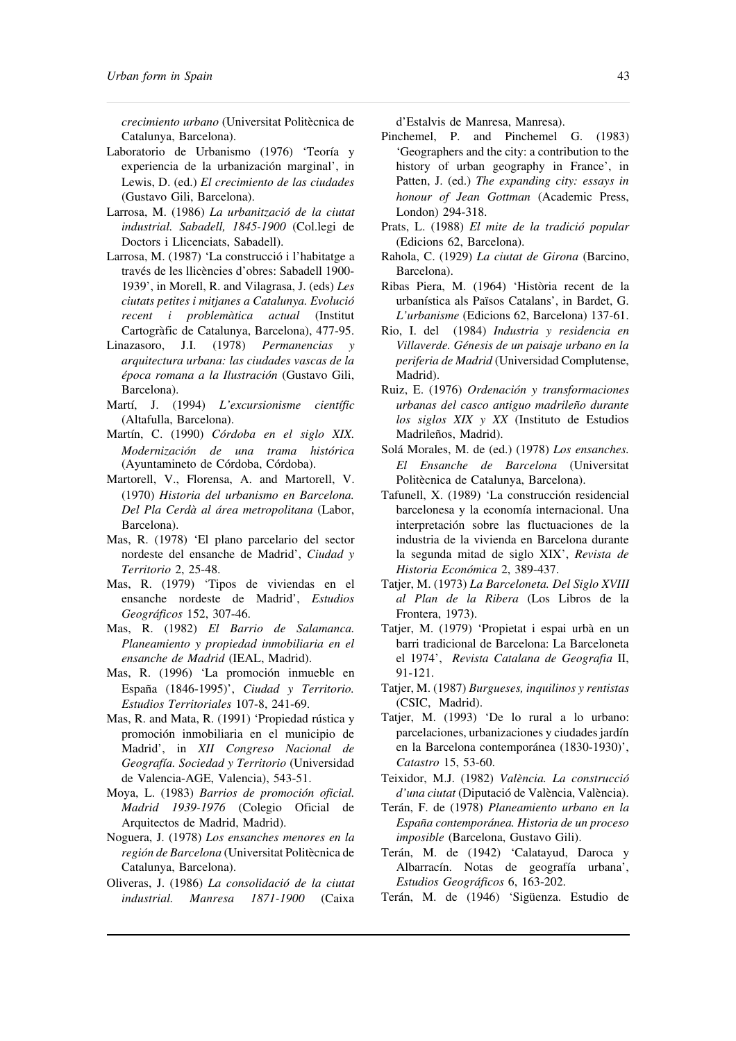*crecimiento urbano* (Universitat Politècnica de Catalunya, Barcelona).

Laboratorio de Urbanismo (1976) 'Teoría y experiencia de la urbanización marginal', in Lewis, D. (ed.) *El crecimiento de las ciudades* (Gustavo Gili, Barcelona).

Larrosa, M. (1986) *La urbanització de la ciutat industrial. Sabadell, 1845-1900* (Col.legi de Doctors i Llicenciats, Sabadell).

Larrosa, M. (1987) 'La construcció i l'habitatge a través de les llicències d'obres: Sabadell 1900-1939', in Morell, R. and Vilagrasa, J. (eds) *Les ciutats petites i mitjanes a Catalunya. Evolució recent i problemàtica actual* (Institut Cartogràfic de Catalunya, Barcelona), 477-95.

Linazasoro, J.I. (1978) *Permanencias y arquitectura urbana: las ciudades vascas de la época romana a la Ilustración* (Gustavo Gili, Barcelona).

Martí, J. (1994) *L'excursionisme científic* (Altafulla, Barcelona).

Martín, C. (1990) *Córdoba en el siglo XIX. Modernización de una trama histórica* (Ayuntamineto de Córdoba, Córdoba).

Martorell, V., Florensa, A. and Martorell, V. (1970) *Historia del urbanismo en Barcelona. Del Pla Cerdà al área metropolitana* (Labor, Barcelona).

Mas, R. (1978) 'El plano parcelario del sector nordeste del ensanche de Madrid', *Ciudad y Territorio* 2, 25-48.

Mas, R. (1979) 'Tipos de viviendas en el ensanche nordeste de Madrid', *Estudios Geográficos* 152, 307-46.

Mas, R. (1982) *El Barrio de Salamanca. Planeamiento y propiedad inmobiliaria en el ensanche de Madrid* (IEAL, Madrid).

Mas, R. (1996) 'La promoción inmueble en España (1846-1995)', *Ciudad y Territorio. Estudios Territoriales* 107-8, 241-69.

Mas, R. and Mata, R. (1991) 'Propiedad rústica y promoción inmobiliaria en el municipio de Madrid', in *XII Congreso Nacional de Geografía. Sociedad y Territorio* (Universidad de Valencia-AGE, Valencia), 543-51.

Moya, L. (1983) *Barrios de promoción oficial. Madrid 1939-1976* (Colegio Oficial de Arquitectos de Madrid, Madrid).

Noguera, J. (1978) *Los ensanches menores en la región de Barcelona* (Universitat Politècnica de Catalunya, Barcelona).

Oliveras, J. (1986) *La consolidació de la ciutat industrial. Manresa 1871-1900* (Caixa d'Estalvis de Manresa, Manresa).

Pinchemel, P. and Pinchemel G. (1983) 'Geographers and the city: a contribution to the history of urban geography in France', in Patten, J. (ed.) *The expanding city: essays in honour of Jean Gottman* (Academic Press, London) 294-318.

Prats, L. (1988) *El mite de la tradició popular* (Edicions 62, Barcelona).

Rahola, C. (1929) *La ciutat de Girona* (Barcino, Barcelona).

Ribas Piera, M. (1964) 'Història recent de la urbanística als Països Catalans', in Bardet, G. *L'urbanisme* (Edicions 62, Barcelona) 137-61.

Rio, I. del (1984) *Industria y residencia en Villaverde. Génesis de un paisaje urbano en la periferia de Madrid* (Universidad Complutense, Madrid).

Ruiz, E. (1976) *Ordenación y transformaciones urbanas del casco antiguo madrileño durante los siglos XIX y XX* (Instituto de Estudios Madrileños, Madrid).

Solá Morales, M. de (ed.) (1978) *Los ensanches. El Ensanche de Barcelona* (Universitat Politècnica de Catalunya, Barcelona).

Tafunell, X. (1989) 'La construcción residencial barcelonesa y la economía internacional. Una interpretación sobre las fluctuaciones de la industria de la vivienda en Barcelona durante la segunda mitad de siglo XIX', *Revista de Historia Económica* 2, 389-437.

Tatjer, M. (1973) *La Barceloneta. Del Siglo XVIII al Plan de la Ribera* (Los Libros de la Frontera, 1973).

Tatjer, M. (1979) 'Propietat i espai urbà en un barri tradicional de Barcelona: La Barceloneta el 1974', *Revista Catalana de Geografia* II, 91-121.

Tatjer, M. (1987) *Burgueses, inquilinos y rentistas* (CSIC, Madrid).

Tatjer, M. (1993) 'De lo rural a lo urbano: parcelaciones, urbanizaciones y ciudades jardín en la Barcelona contemporánea (1830-1930)', *Catastro* 15, 53-60.

Teixidor, M.J. (1982) *València. La construcció d'una ciutat* (Diputació de València, València).

Terán, F. de (1978) *Planeamiento urbano en la España contemporánea. Historia de un proceso imposible* (Barcelona, Gustavo Gili).

Terán, M. de (1942) 'Calatayud, Daroca y Albarracín. Notas de geografía urbana', *Estudios Geográficos* 6, 163-202.

Terán, M. de (1946) 'Sigüenza. Estudio de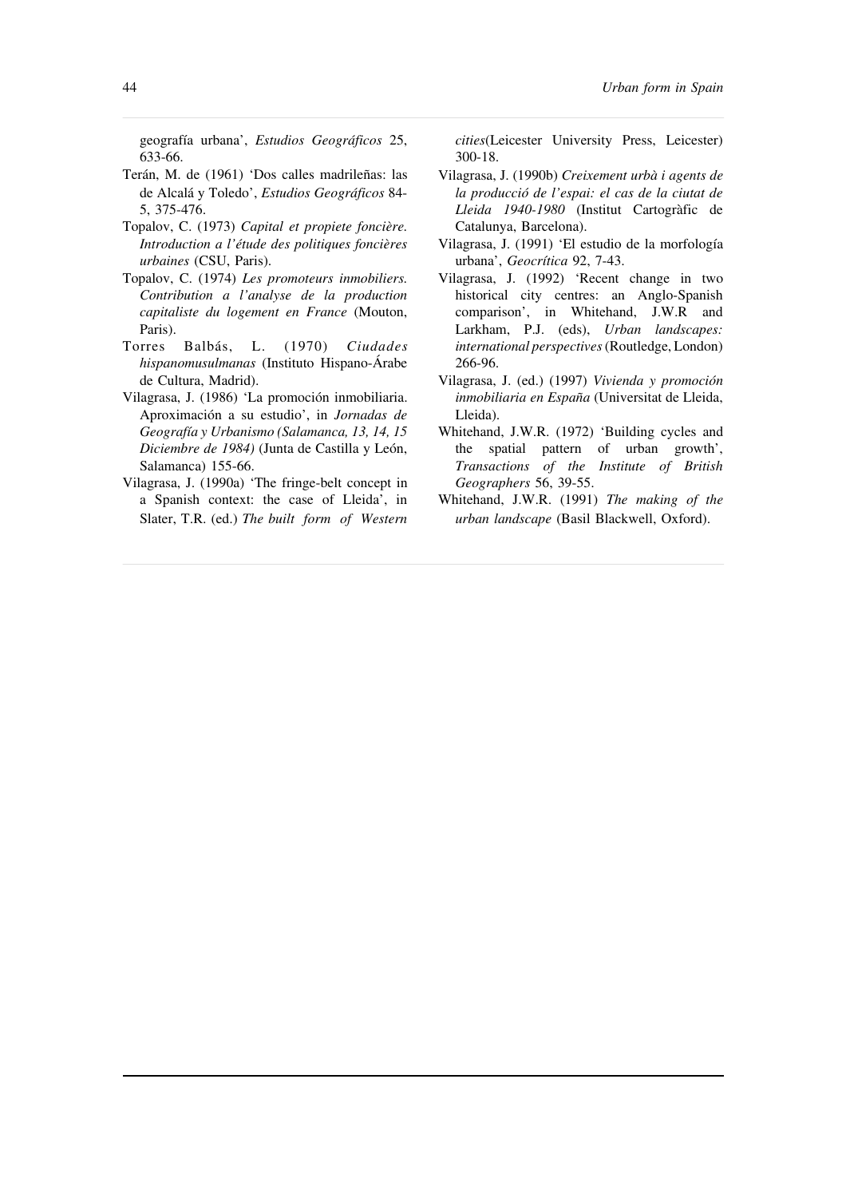geografía urbana', *Estudios Geográficos* 25, 633-66.

Terán, M. de (1961) 'Dos calles madrileñas: las de Alcalá y Toledo', *Estudios Geográficos* 84-5, 375-476.

Topalov, C. (1973) *Capital et propiete foncière. Introduction a l'étude des politiques foncières urbaines* (CSU, Paris).

Topalov, C. (1974) *Les promoteurs inmobiliers. Contribution a l'analyse de la production capitaliste du logement en France* (Mouton, Paris).

Torres Balbás, L. (1970) *Ciudades hispanomusulmanas* (Instituto Hispano-Árabe de Cultura, Madrid).

Vilagrasa, J. (1986) 'La promoción inmobiliaria. Aproximación a su estudio', in *Jornadas de Geografía y Urbanismo (Salamanca, 13, 14, 15 Diciembre de 1984)* (Junta de Castilla y León, Salamanca) 155-66.

Vilagrasa, J. (1990a) 'The fringe-belt concept in a Spanish context: the case of Lleida', in Slater, T.R. (ed.) *The built form of Western cities*(Leicester University Press, Leicester) 300-18.

Vilagrasa, J. (1990b) *Creixement urbà i agents de la producció de l'espai: el cas de la ciutat de Lleida 1940-1980* (Institut Cartogràfic de Catalunya, Barcelona).

Vilagrasa, J. (1991) 'El estudio de la morfología urbana', *Geocrítica* 92, 7-43.

Vilagrasa, J. (1992) 'Recent change in two historical city centres: an Anglo-Spanish comparison', in Whitehand, J.W.R and Larkham, P.J. (eds), *Urban landscapes: international perspectives* (Routledge, London) 266-96.

Vilagrasa, J. (ed.) (1997) *Vivienda y promoción inmobiliaria en España* (Universitat de Lleida, Lleida).

Whitehand, J.W.R. (1972) 'Building cycles and the spatial pattern of urban growth', *Transactions of the Institute of British Geographers* 56, 39-55.

Whitehand, J.W.R. (1991) *The making of the urban landscape* (Basil Blackwell, Oxford).